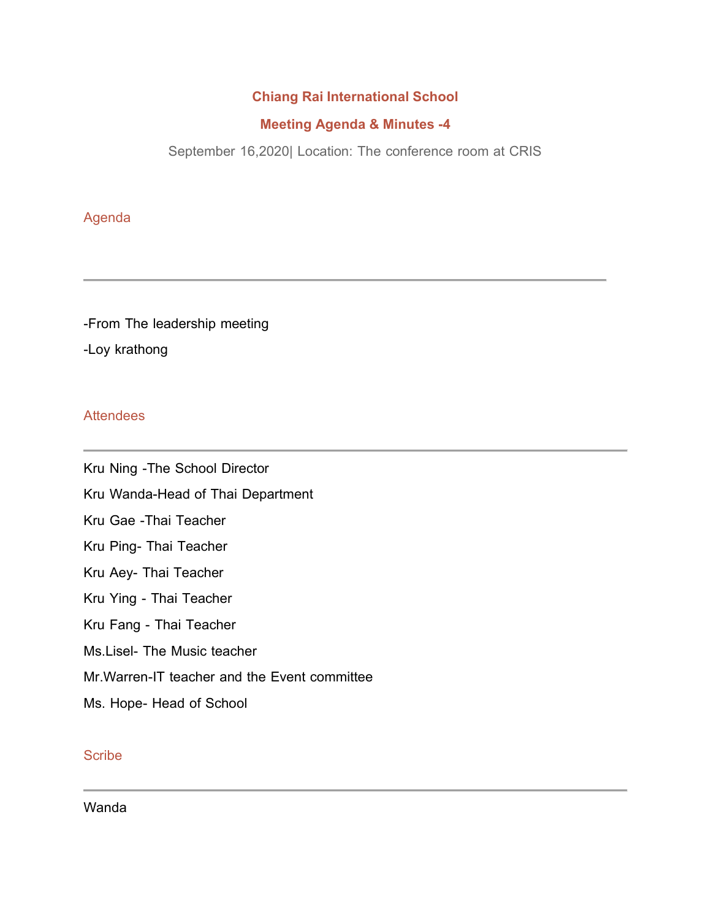# Chiang Rai International School

## Meeting Agenda & Minutes -4

September 16,2020| Location: The conference room at CRIS

### Agenda

---

-From The leadership meeting

-Loy krathong

### Attendees

---

Kru Ning -The School Director

Kru Wanda-Head of Thai Department

Kru Gae -Thai Teacher

Kru Ping- Thai Teacher

Kru Aey- Thai Teacher

Kru Ying - Thai Teacher

Kru Fang - Thai Teacher

Ms.Lisel- The Music teacher

Mr.Warren-IT teacher and the Event committee

Ms. Hope- Head of School

### Scribe

---

Wanda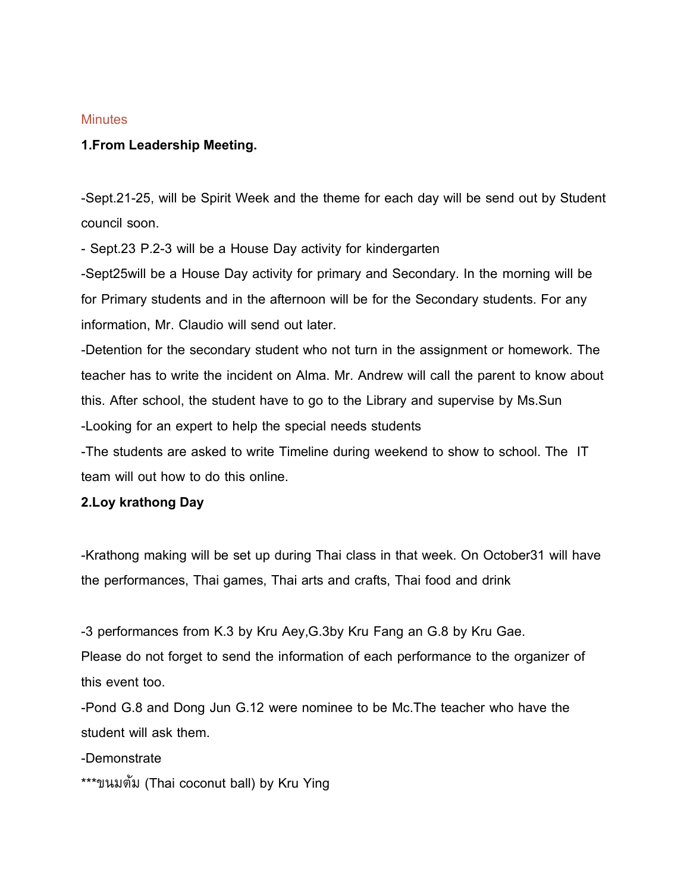Minutes

**1.From Leadership Meeting.**

-Sept.21-25, will be Spirit Week and the theme for each day will be send out by Student council soon.

- Sept.23 P.2-3 will be a House Day activity for kindergarten

-Sept25will be a House Day activity for primary and Secondary. In the morning will be for Primary students and in the afternoon will be for the Secondary students. For any information, Mr. Claudio will send out later.

-Detention for the secondary student who not turn in the assignment or homework. The teacher has to write the incident on Alma. Mr. Andrew will call the parent to know about this. After school, the student have to go to the Library and supervise by Ms.Sun

-Looking for an expert to help the special needs students

-The students are asked to write Timeline during weekend to show to school. The IT team will out how to do this online.

**2.Loy krathong Day**

-Krathong making will be set up during Thai class in that week. On October31 will have the performances, Thai games, Thai arts and crafts, Thai food and drink

-3 performances from K.3 by Kru Aey,G.3by Kru Fang an G.8 by Kru Gae.
Please do not forget to send the information of each performance to the organizer of this event too.

-Pond G.8 and Dong Jun G.12 were nominee to be Mc.The teacher who have the student will ask them.

-Demonstrate

***ขนมต้ม (Thai coconut ball) by Kru Ying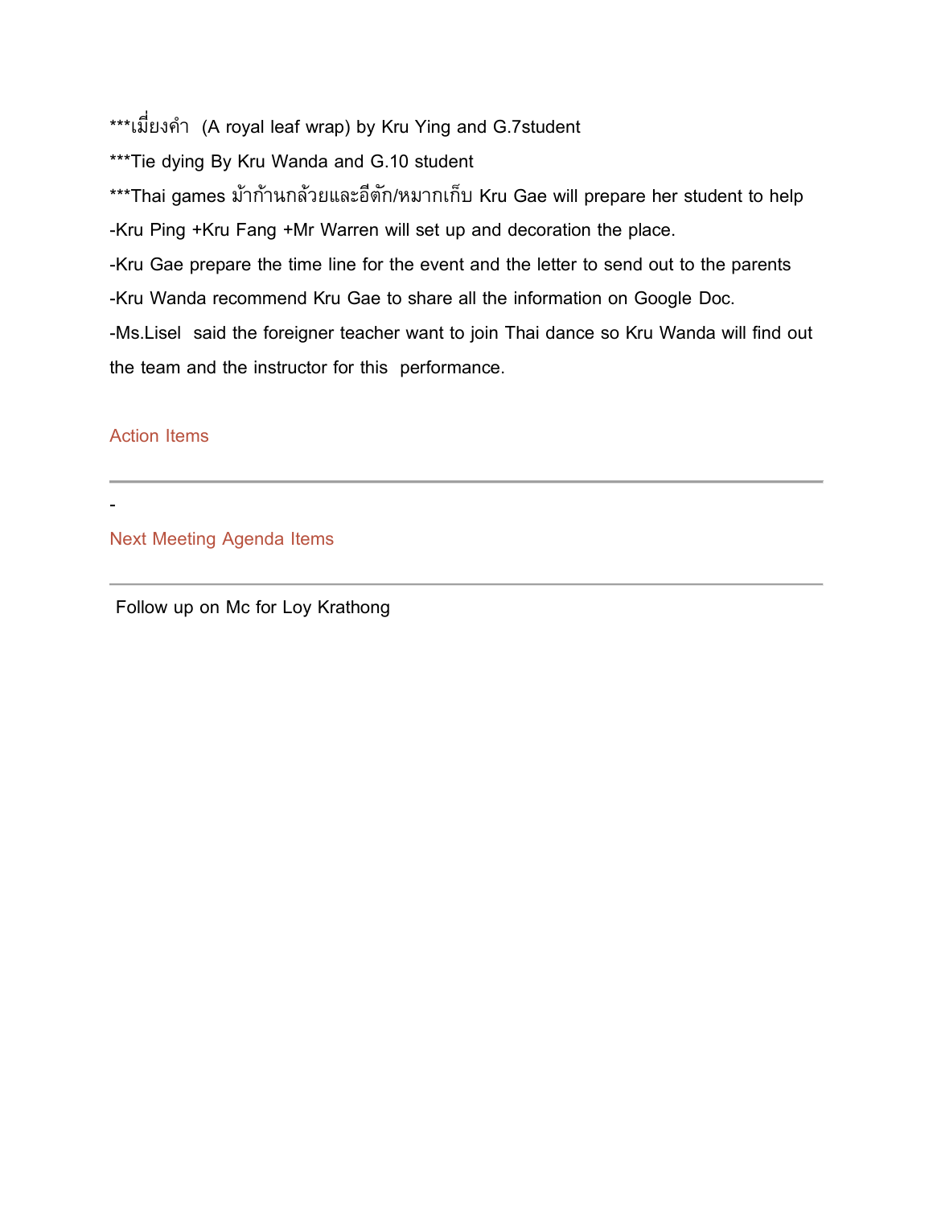***เมี่ยงคำ  (A royal leaf wrap) by Kru Ying and G.7student

***Tie dying By Kru Wanda and G.10 student

***Thai games ม้าก้านกล้วยและอีตัก/หมากเก็บ Kru Gae will prepare her student to help

-Kru Ping +Kru Fang +Mr Warren will set up and decoration the place.

-Kru Gae prepare the time line for the event and the letter to send out to the parents

-Kru Wanda recommend Kru Gae to share all the information on Google Doc.

-Ms.Lisel  said the foreigner teacher want to join Thai dance so Kru Wanda will find out the team and the instructor for this  performance.

## Action Items

---

-

## Next Meeting Agenda Items

---

Follow up on Mc for Loy Krathong